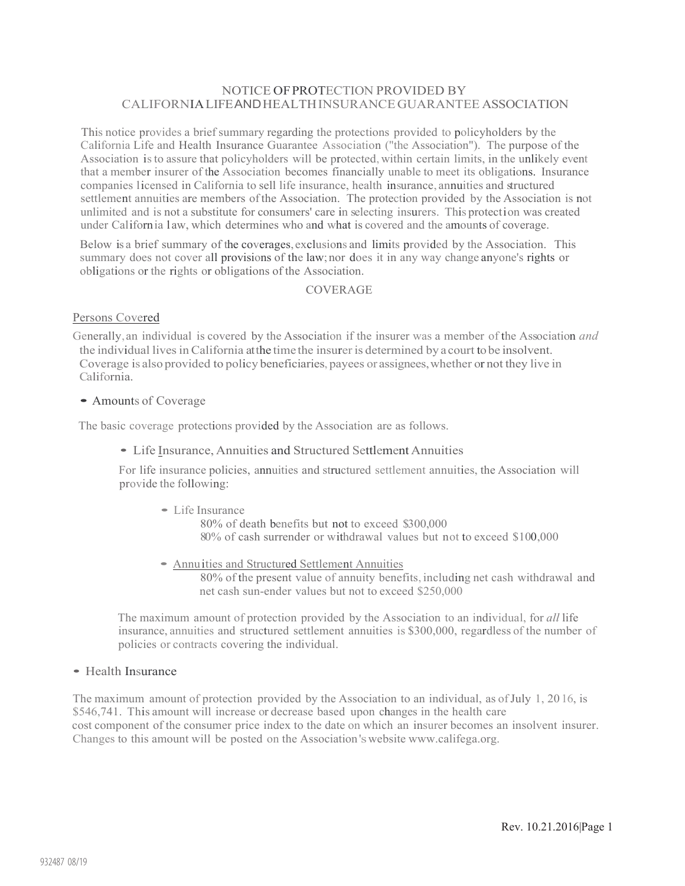# NOTICE OF PROTECTION PROVIDED BY CALIFORNIA LIFE AND HEALTH INSURANCE GUARANTEE ASSOCIATION

This notice provides a brief summary regarding the protections provided to policyholders by the California Life and Health Insurance Guarantee Association ("the Association"). The purpose of the Association is to assure that policyholders will be protected, within certain limits, in the unlikely event that a member insurer of the Association becomes financially unable to meet its obligations. Insurance companies licensed in California to sell life insurance, health insurance, annuities and structured settlement annuities are members of the Association. The protection provided by the Association is not unlimited and is not a substitute for consumers' care in selecting insurers. This protection was created under California law, which determines who and what is covered and the amounts of coverage.

Below is a brief summary of the coverages, exclusions and limits provided by the Association. This summary does not cover all provisions of the law; nor does it in any way change anyone's rights or obligations or the rights or obligations of the Association.

## COVERAGE

### Persons Covered

Generally, an individual is covered by the Association if the insurer was a member of the Association *and* the individual lives in California at the time the insurer is determined by a court to be insolvent. Coverage is also provided to policy beneficiaries, payees or assignees, whether or not they live in California.

- Amounts of Coverage

The basic coverage protections provided by the Association are as follows.

- Life Insurance, Annuities and Structured Settlement Annuities

For life insurance policies, annuities and structured settlement annuities, the Association will provide the following:

- Life Insurance
  - 80% of death benefits but not to exceed $300,000
  - 80% of cash surrender or withdrawal values but not to exceed $100,000

- Annuities and Structured Settlement Annuities
  - 80% of the present value of annuity benefits, including net cash withdrawal and net cash sun-ender values but not to exceed $250,000

The maximum amount of protection provided by the Association to an individual, for *all* life insurance, annuities and structured settlement annuities is $300,000, regardless of the number of policies or contracts covering the individual.

- Health Insurance

The maximum amount of protection provided by the Association to an individual, as of July 1, 2016, is $546,741. This amount will increase or decrease based upon changes in the health care cost component of the consumer price index to the date on which an insurer becomes an insolvent insurer. Changes to this amount will be posted on the Association's website www.califega.org.

932487 08/19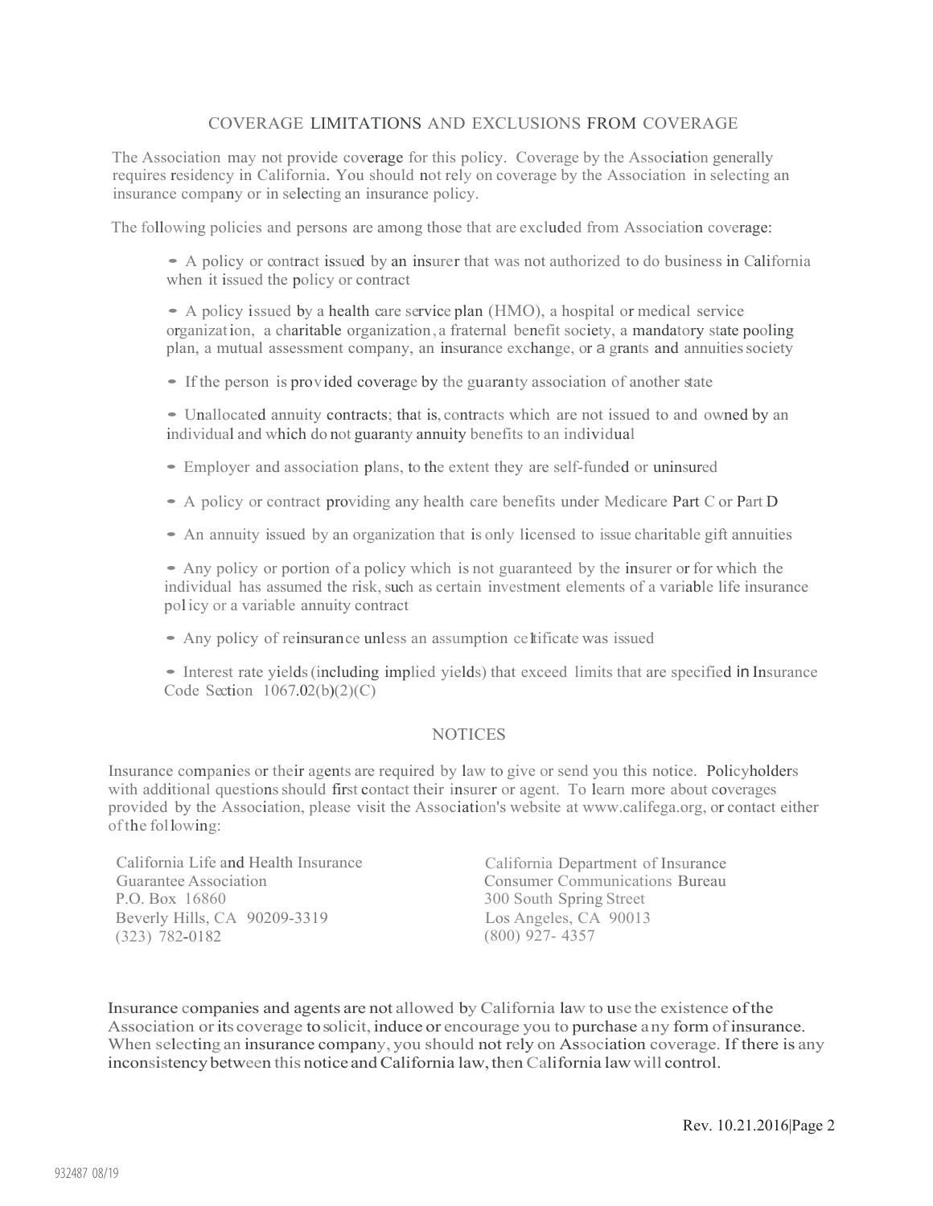## COVERAGE LIMITATIONS AND EXCLUSIONS FROM COVERAGE

The Association may not provide coverage for this policy. Coverage by the Association generally requires residency in California. You should not rely on coverage by the Association in selecting an insurance company or in selecting an insurance policy.

The following policies and persons are among those that are excluded from Association coverage:

- A policy or contract issued by an insurer that was not authorized to do business in California when it issued the policy or contract
- A policy issued by a health care service plan (HMO), a hospital or medical service organization, a charitable organization, a fraternal benefit society, a mandatory state pooling plan, a mutual assessment company, an insurance exchange, or a grants and annuities society
- If the person is provided coverage by the guaranty association of another state
- Unallocated annuity contracts; that is, contracts which are not issued to and owned by an individual and which do not guaranty annuity benefits to an individual
- Employer and association plans, to the extent they are self-funded or uninsured
- A policy or contract providing any health care benefits under Medicare Part C or Part D
- An annuity issued by an organization that is only licensed to issue charitable gift annuities
- Any policy or portion of a policy which is not guaranteed by the insurer or for which the individual has assumed the risk, such as certain investment elements of a variable life insurance policy or a variable annuity contract
- Any policy of reinsurance unless an assumption celtificate was issued
- Interest rate yields (including implied yields) that exceed limits that are specified in Insurance Code Section 1067.02(b)(2)(C)

## NOTICES

Insurance companies or their agents are required by law to give or send you this notice. Policyholders with additional questions should first contact their insurer or agent. To learn more about coverages provided by the Association, please visit the Association's website at www.califega.org, or contact either of the following:

California Life and Health Insurance Guarantee Association
P.O. Box 16860
Beverly Hills, CA 90209-3319
(323) 782-0182

California Department of Insurance
Consumer Communications Bureau
300 South Spring Street
Los Angeles, CA 90013
(800) 927- 4357

Insurance companies and agents are not allowed by California law to use the existence of the Association or its coverage to solicit, induce or encourage you to purchase any form of insurance. When selecting an insurance company, you should not rely on Association coverage. If there is any inconsistency between this notice and California law, then California law will control.

Rev. 10.21.2016|Page 2

932487 08/19